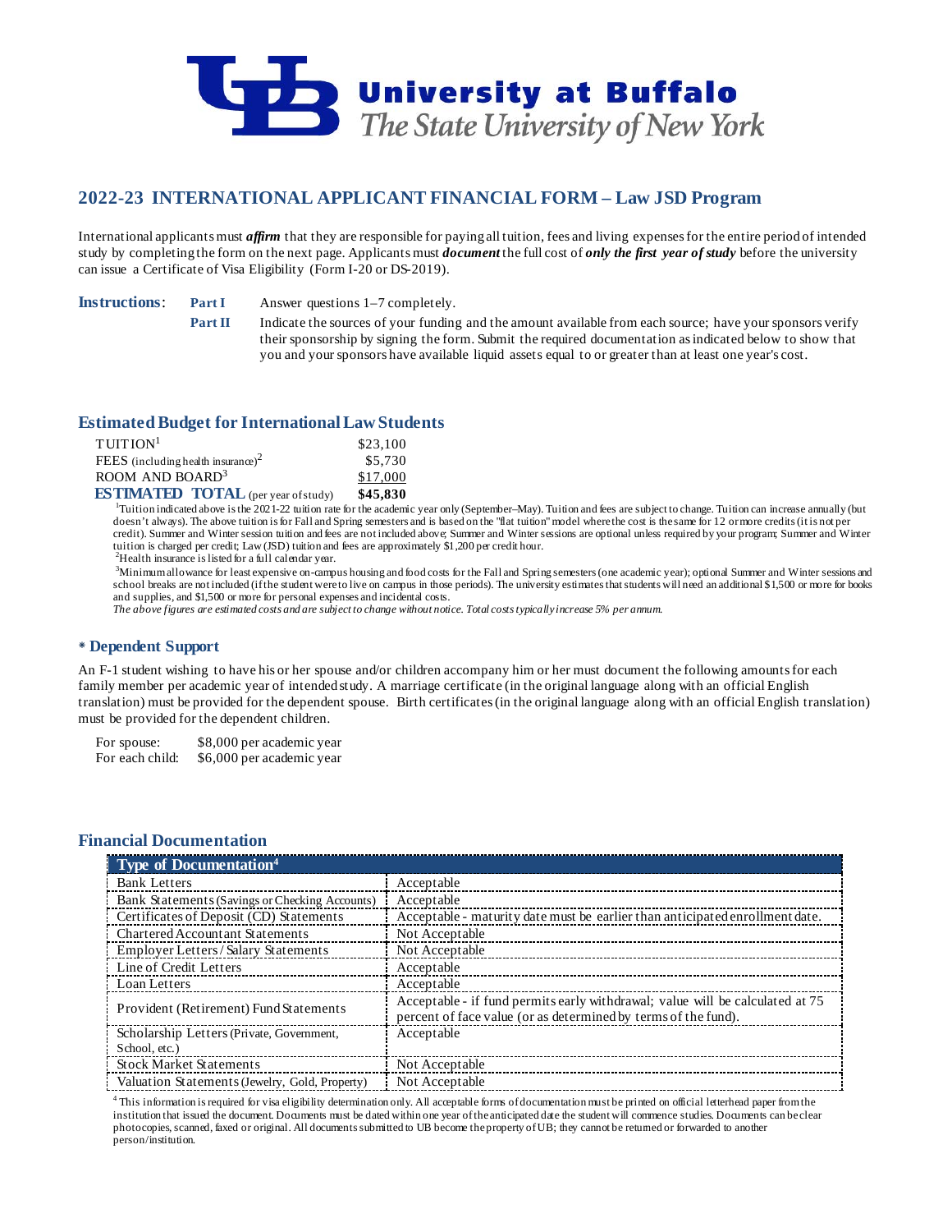# University at Buffalo
*The State University of New York*

## 2022-23 INTERNATIONAL APPLICANT FINANCIAL FORM – Law JSD Program

International applicants must ***affirm*** that they are responsible for paying all tuition, fees and living expenses for the entire period of intended study by completing the form on the next page. Applicants must ***document*** the full cost of ***only the first year of study*** before the university can issue a Certificate of Visa Eligibility (Form I-20 or DS-2019).

**Instructions**:

**Part I** Answer questions 1–7 completely.

**Part II** Indicate the sources of your funding and the amount available from each source; have your sponsors verify their sponsorship by signing the form. Submit the required documentation as indicated below to show that you and your sponsors have available liquid assets equal to or greater than at least one year's cost.

### Estimated Budget for International Law Students

| | |
|---|---|
| TUITION[1] | $23,100 |
| FEES (including health insurance)[2] | $5,730 |
| ROOM AND BOARD[3] | $17,000 |
| **ESTIMATED TOTAL** (per year of study) | **$45,830** |

[1]Tuition indicated above is the 2021-22 tuition rate for the academic year only (September–May). Tuition and fees are subject to change. Tuition can increase annually (but doesn't always). The above tuition is for Fall and Spring semesters and is based on the "flat tuition" model where the cost is the same for 12 or more credits (it is not per credit). Summer and Winter session tuition and fees are not included above; Summer and Winter sessions are optional unless required by your program; Summer and Winter tuition is charged per credit; Law (JSD) tuition and fees are approximately $1,200 per credit hour.

[2]Health insurance is listed for a full calendar year.

[3]Minimum allowance for least expensive on-campus housing and food costs for the Fall and Spring semesters (one academic year); optional Summer and Winter sessions and school breaks are not included (if the student were to live on campus in those periods). The university estimates that students will need an additional $1,500 or more for books and supplies, and $1,500 or more for personal expenses and incidental costs.

*The above figures are estimated costs and are subject to change without notice. Total costs typically increase 5% per annum.*

### * Dependent Support

An F-1 student wishing to have his or her spouse and/or children accompany him or her must document the following amounts for each family member per academic year of intended study. A marriage certificate (in the original language along with an official English translation) must be provided for the dependent spouse. Birth certificates (in the original language along with an official English translation) must be provided for the dependent children.

| | |
|---|---|
| For spouse: | $8,000 per academic year |
| For each child: | $6,000 per academic year |

### Financial Documentation

| Type of Documentation[4] | |
|---|---|
| Bank Letters | Acceptable |
| Bank Statements (Savings or Checking Accounts) | Acceptable |
| Certificates of Deposit (CD) Statements | Acceptable - maturity date must be earlier than anticipated enrollment date. |
| Chartered Accountant Statements | Not Acceptable |
| Employer Letters / Salary Statements | Not Acceptable |
| Line of Credit Letters | Acceptable |
| Loan Letters | Acceptable |
| Provident (Retirement) Fund Statements | Acceptable - if fund permits early withdrawal; value will be calculated at 75 percent of face value (or as determined by terms of the fund). |
| Scholarship Letters (Private, Government, School, etc.) | Acceptable |
| Stock Market Statements | Not Acceptable |
| Valuation Statements (Jewelry, Gold, Property) | Not Acceptable |

[4] This information is required for visa eligibility determination only. All acceptable forms of documentation must be printed on official letterhead paper from the institution that issued the document. Documents must be dated within one year of the anticipated date the student will commence studies. Documents can be clear photocopies, scanned, faxed or original. All documents submitted to UB become the property of UB; they cannot be returned or forwarded to another person/institution.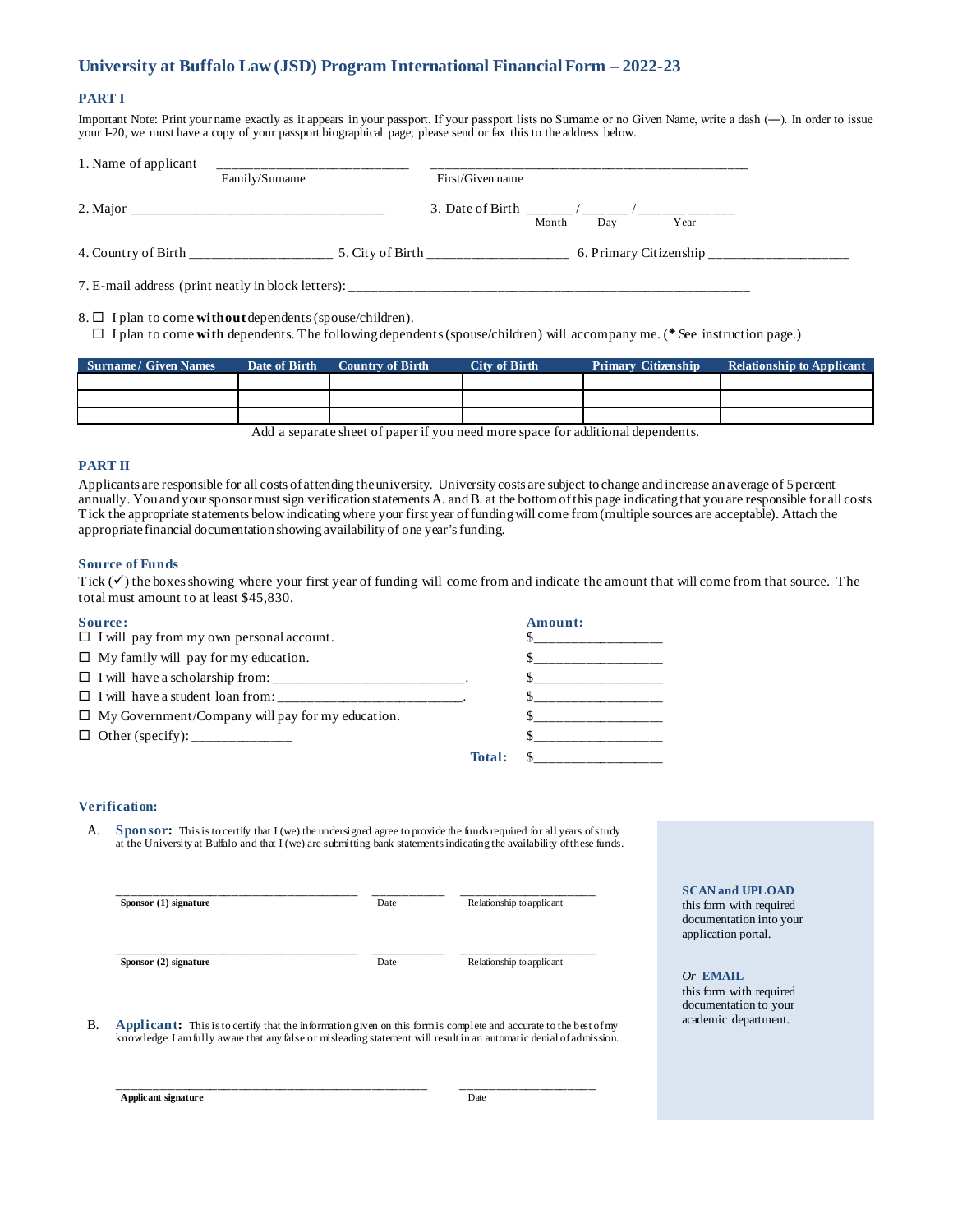# University at Buffalo Law (JSD) Program International Financial Form – 2022-23

## PART I

Important Note: Print your name exactly as it appears in your passport. If your passport lists no Surname or no Given Name, write a dash (—). In order to issue your I-20, we must have a copy of your passport biographical page; please send or fax this to the address below.

1. Name of applicant ____________________________ ______________________________________________
Family/Surname First/Given name

2. Major ____________________________________ 3. Date of Birth ___ ___ / ___ ___ / ___ ___ ___ ___
Month Day Year

4. Country of Birth ____________________ 5. City of Birth ____________________ 6. Primary Citizenship ____________________

7. E-mail address (print neatly in block letters): ____________________________________________________________

8. ☐ I plan to come **without** dependents (spouse/children).
☐ I plan to come **with** dependents. The following dependents (spouse/children) will accompany me. (* See instruction page.)

| Surname / Given Names | Date of Birth | Country of Birth | City of Birth | Primary Citizenship | Relationship to Applicant |
|---|---|---|---|---|---|
| | | | | | |
| | | | | | |
| | | | | | |

Add a separate sheet of paper if you need more space for additional dependents.

## PART II

Applicants are responsible for all costs of attending the university. University costs are subject to change and increase an average of 5 percent annually. You and your sponsor must sign verification statements A. and B. at the bottom of this page indicating that you are responsible for all costs. Tick the appropriate statements below indicating where your first year of funding will come from (multiple sources are acceptable). Attach the appropriate financial documentation showing availability of one year's funding.

### Source of Funds

Tick (✓) the boxes showing where your first year of funding will come from and indicate the amount that will come from that source. The total must amount to at least $45,830.

| Source: | Amount: |
|---|---|
| ☐ I will pay from my own personal account. | $__________________ |
| ☐ My family will pay for my education. | $__________________ |
| ☐ I will have a scholarship from: ___________________________. | $__________________ |
| ☐ I will have a student loan from: __________________________. | $__________________ |
| ☐ My Government/Company will pay for my education. | $__________________ |
| ☐ Other (specify): ______________ | $__________________ |
| **Total:** | $__________________ |

### Verification:

A. **Sponsor:** This is to certify that I (we) the undersigned agree to provide the funds required for all years of study at the University at Buffalo and that I (we) are submitting bank statements indicating the availability of these funds.

_______________________________________ ___________ _____________________
**Sponsor (1) signature** Date Relationship to applicant

_______________________________________ ___________ _____________________
**Sponsor (2) signature** Date Relationship to applicant

B. **Applicant:** This is to certify that the information given on this form is complete and accurate to the best of my knowledge. I am fully aware that any false or misleading statement will result in an automatic denial of admission.

__________________________________________________ _____________________
**Applicant signature** Date

**SCAN and UPLOAD** this form with required documentation into your application portal.

*Or* **EMAIL** this form with required documentation to your academic department.